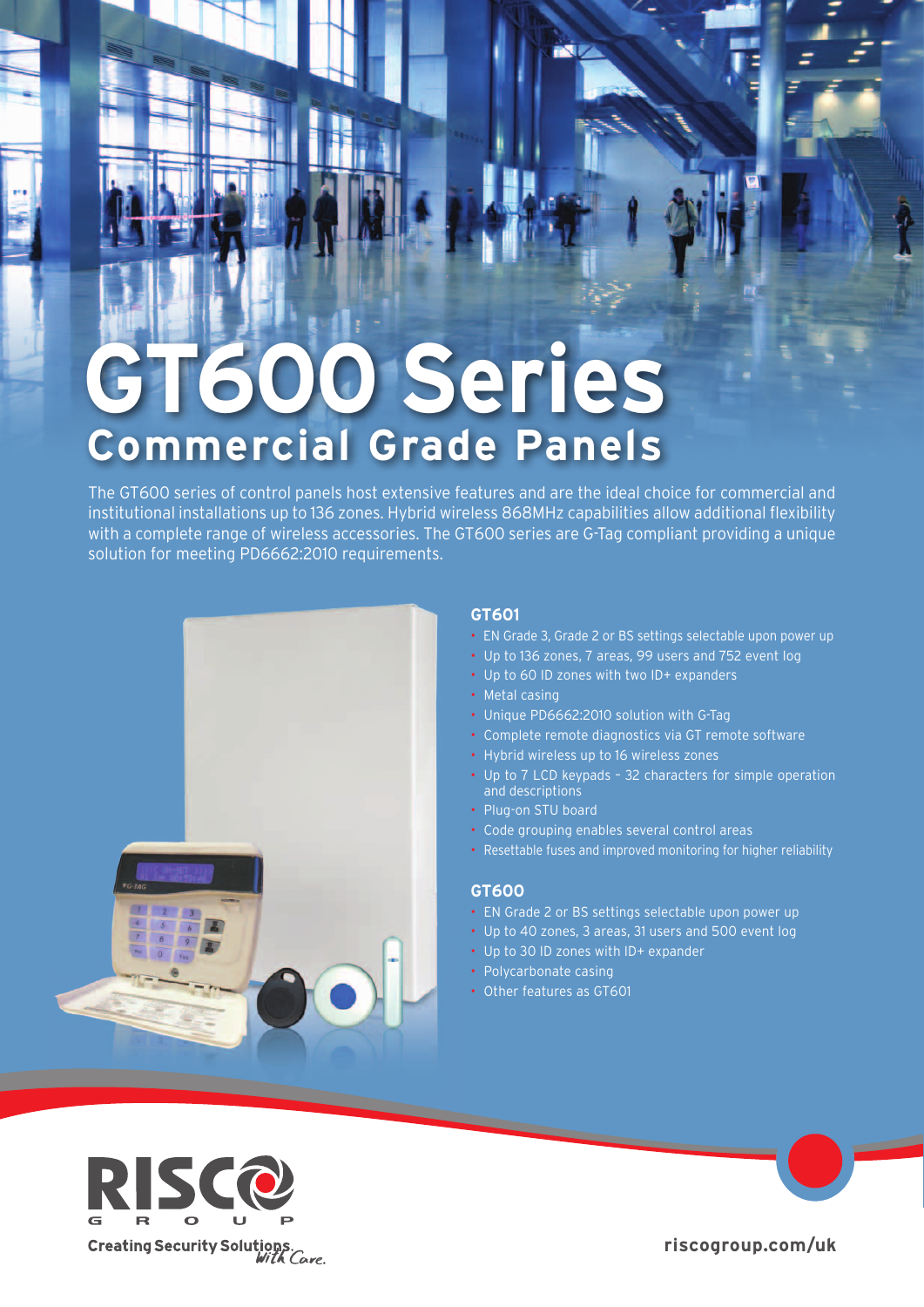# GT600 Series

## Commercial Grade Panels

The GT600 series of control panels host extensive features and are the ideal choice for commercial and institutional installations up to 136 zones. Hybrid wireless 868MHz capabilities allow additional flexibility with a complete range of wireless accessories. The GT600 series are G-Tag compliant providing a unique solution for meeting PD6662:2010 requirements.

### GT601

- EN Grade 3, Grade 2 or BS settings selectable upon power up
- Up to 136 zones, 7 areas, 99 users and 752 event log
- Up to 60 ID zones with two ID+ expanders
- Metal casing
- Unique PD6662:2010 solution with G-Tag
- Complete remote diagnostics via GT remote software
- Hybrid wireless up to 16 wireless zones
- Up to 7 LCD keypads – 32 characters for simple operation and descriptions
- Plug-on STU board
- Code grouping enables several control areas
- Resettable fuses and improved monitoring for higher reliability

### GT600

- EN Grade 2 or BS settings selectable upon power up
- Up to 40 zones, 3 areas, 31 users and 500 event log
- Up to 30 ID zones with ID+ expander
- Polycarbonate casing
- Other features as GT601

RISCO GROUP

Creating Security Solutions *With Care.*

riscogroup.com/uk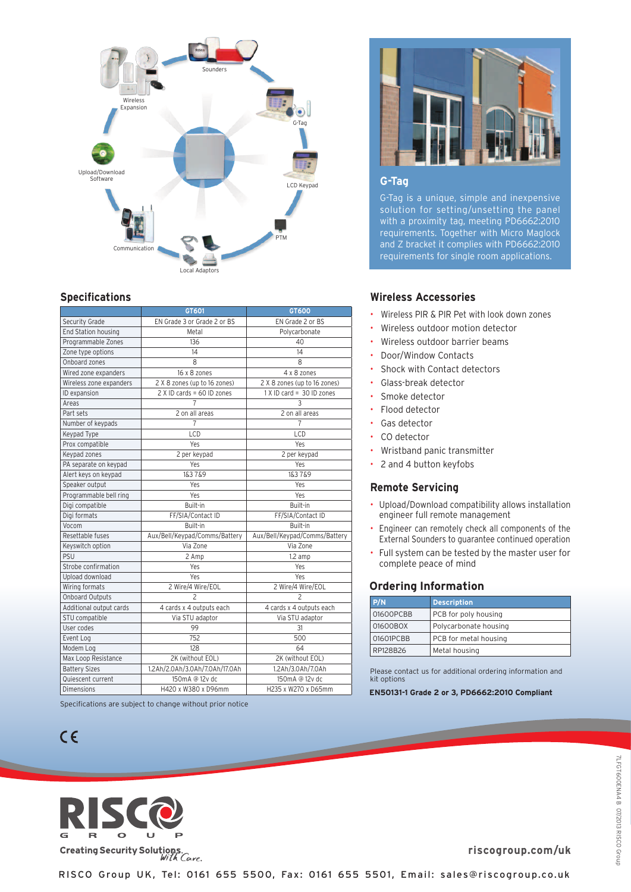Sounders

Wireless Expansion

G-Tag

Upload/Download Software

LCD Keypad

Communication

PTM

Local Adaptors

## G-Tag

G-Tag is a unique, simple and inexpensive solution for setting/unsetting the panel with a proximity tag, meeting PD6662:2010 requirements. Together with Micro Maglock and Z bracket it complies with PD6662:2010 requirements for single room applications.

## Specifications

| | GT601 | GT600 |
|---|---|---|
| Security Grade | EN Grade 3 or Grade 2 or BS | EN Grade 2 or BS |
| End Station housing | Metal | Polycarbonate |
| Programmable Zones | 136 | 40 |
| Zone type options | 14 | 14 |
| Onboard zones | 8 | 8 |
| Wired zone expanders | 16 x 8 zones | 4 x 8 zones |
| Wireless zone expanders | 2 X 8 zones (up to 16 zones) | 2 X 8 zones (up to 16 zones) |
| ID expansion | 2 X ID cards = 60 ID zones | 1 X ID card = 30 ID zones |
| Areas | 7 | 3 |
| Part sets | 2 on all areas | 2 on all areas |
| Number of keypads | 7 | 7 |
| Keypad Type | LCD | LCD |
| Prox compatible | Yes | Yes |
| Keypad zones | 2 per keypad | 2 per keypad |
| PA separate on keypad | Yes | Yes |
| Alert keys on keypad | 1&3 7&9 | 1&3 7&9 |
| Speaker output | Yes | Yes |
| Programmable bell ring | Yes | Yes |
| Digi compatible | Built-in | Built-in |
| Digi formats | FF/SIA/Contact ID | FF/SIA/Contact ID |
| Vocom | Built-in | Built-in |
| Resettable fuses | Aux/Bell/Keypad/Comms/Battery | Aux/Bell/Keypad/Comms/Battery |
| Keyswitch option | Via Zone | Via Zone |
| PSU | 2 Amp | 1.2 amp |
| Strobe confirmation | Yes | Yes |
| Upload download | Yes | Yes |
| Wiring formats | 2 Wire/4 Wire/EOL | 2 Wire/4 Wire/EOL |
| Onboard Outputs | 2 | 2 |
| Additional output cards | 4 cards x 4 outputs each | 4 cards x 4 outputs each |
| STU compatible | Via STU adaptor | Via STU adaptor |
| User codes | 99 | 31 |
| Event Log | 752 | 500 |
| Modem Log | 128 | 64 |
| Max Loop Resistance | 2K (without EOL) | 2K (without EOL) |
| Battery Sizes | 1.2Ah/2.0Ah/3.0Ah/7.0Ah/17.0Ah | 1.2Ah/3.0Ah/7.0Ah |
| Quiescent current | 150mA @ 12v dc | 150mA @ 12v dc |
| Dimensions | H420 x W380 x D96mm | H235 x W270 x D65mm |

Specifications are subject to change without prior notice

## Wireless Accessories

- Wireless PIR & PIR Pet with look down zones
- Wireless outdoor motion detector
- Wireless outdoor barrier beams
- Door/Window Contacts
- Shock with Contact detectors
- Glass-break detector
- Smoke detector
- Flood detector
- Gas detector
- CO detector
- Wristband panic transmitter
- 2 and 4 button keyfobs

## Remote Servicing

- Upload/Download compatibility allows installation engineer full remote management
- Engineer can remotely check all components of the External Sounders to guarantee continued operation
- Full system can be tested by the master user for complete peace of mind

## Ordering Information

| P/N | Description |
|---|---|
| O1600PCBB | PCB for poly housing |
| O1600BOX | Polycarbonate housing |
| O1601PCBB | PCB for metal housing |
| RP128B26 | Metal housing |

Please contact us for additional ordering information and kit options

**EN50131-1 Grade 2 or 3, PD6662:2010 Compliant**

CE

RISCO GROUP

Creating Security Solutions. *With Care.*

riscogroup.com/uk

RISCO Group UK, Tel: 0161 655 5500, Fax: 0161 655 5501, Email: sales@riscogroup.co.uk

7LFGT600ENA4 B 07/2013 RISCO Group